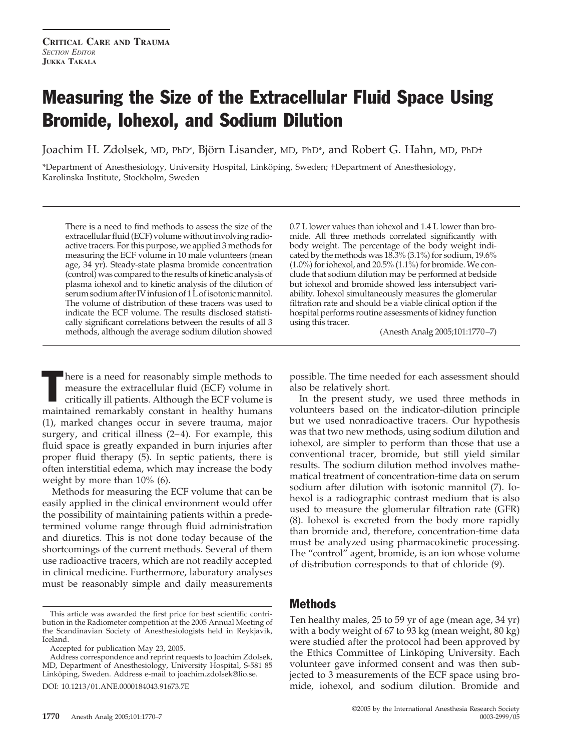**CRITICAL CARE AND TRAUMA**
*SECTION EDITOR*
**JUKKA TAKALA**

# Measuring the Size of the Extracellular Fluid Space Using Bromide, Iohexol, and Sodium Dilution

Joachim H. Zdolsek, MD, PhD*, Björn Lisander, MD, PhD*, and Robert G. Hahn, MD, PhD†

*Department of Anesthesiology, University Hospital, Linköping, Sweden; †Department of Anesthesiology, Karolinska Institute, Stockholm, Sweden

There is a need to find methods to assess the size of the extracellular fluid (ECF) volume without involving radioactive tracers. For this purpose, we applied 3 methods for measuring the ECF volume in 10 male volunteers (mean age, 34 yr). Steady-state plasma bromide concentration (control) was compared to the results of kinetic analysis of plasma iohexol and to kinetic analysis of the dilution of serum sodium after IV infusion of 1 L of isotonic mannitol. The volume of distribution of these tracers was used to indicate the ECF volume. The results disclosed statistically significant correlations between the results of all 3 methods, although the average sodium dilution showed 0.7 L lower values than iohexol and 1.4 L lower than bromide. All three methods correlated significantly with body weight. The percentage of the body weight indicated by the methods was 18.3% (3.1%) for sodium, 19.6% (1.0%) for iohexol, and 20.5% (1.1%) for bromide. We conclude that sodium dilution may be performed at bedside but iohexol and bromide showed less intersubject variability. Iohexol simultaneously measures the glomerular filtration rate and should be a viable clinical option if the hospital performs routine assessments of kidney function using this tracer.

(Anesth Analg 2005;101:1770–7)

There is a need for reasonably simple methods to measure the extracellular fluid (ECF) volume in critically ill patients. Although the ECF volume is maintained remarkably constant in healthy humans (1), marked changes occur in severe trauma, major surgery, and critical illness (2–4). For example, this fluid space is greatly expanded in burn injuries after proper fluid therapy (5). In septic patients, there is often interstitial edema, which may increase the body weight by more than 10% (6).

Methods for measuring the ECF volume that can be easily applied in the clinical environment would offer the possibility of maintaining patients within a predetermined volume range through fluid administration and diuretics. This is not done today because of the shortcomings of the current methods. Several of them use radioactive tracers, which are not readily accepted in clinical medicine. Furthermore, laboratory analyses must be reasonably simple and daily measurements possible. The time needed for each assessment should also be relatively short.

In the present study, we used three methods in volunteers based on the indicator-dilution principle but we used nonradioactive tracers. Our hypothesis was that two new methods, using sodium dilution and iohexol, are simpler to perform than those that use a conventional tracer, bromide, but still yield similar results. The sodium dilution method involves mathematical treatment of concentration-time data on serum sodium after dilution with isotonic mannitol (7). Iohexol is a radiographic contrast medium that is also used to measure the glomerular filtration rate (GFR) (8). Iohexol is excreted from the body more rapidly than bromide and, therefore, concentration-time data must be analyzed using pharmacokinetic processing. The "control" agent, bromide, is an ion whose volume of distribution corresponds to that of chloride (9).

## Methods

Ten healthy males, 25 to 59 yr of age (mean age, 34 yr) with a body weight of 67 to 93 kg (mean weight, 80 kg) were studied after the protocol had been approved by the Ethics Committee of Linköping University. Each volunteer gave informed consent and was then subjected to 3 measurements of the ECF space using bromide, iohexol, and sodium dilution. Bromide and

---

This article was awarded the first price for best scientific contribution in the Radiometer competition at the 2005 Annual Meeting of the Scandinavian Society of Anesthesiologists held in Reykjavik, Iceland.

Accepted for publication May 23, 2005.

Address correspondence and reprint requests to Joachim Zdolsek, MD, Department of Anesthesiology, University Hospital, S-581 85 Linköping, Sweden. Address e-mail to joachim.zdolsek@lio.se.

DOI: 10.1213/01.ANE.0000184043.91673.7E

©2005 by the International Anesthesia Research Society
0003-2999/05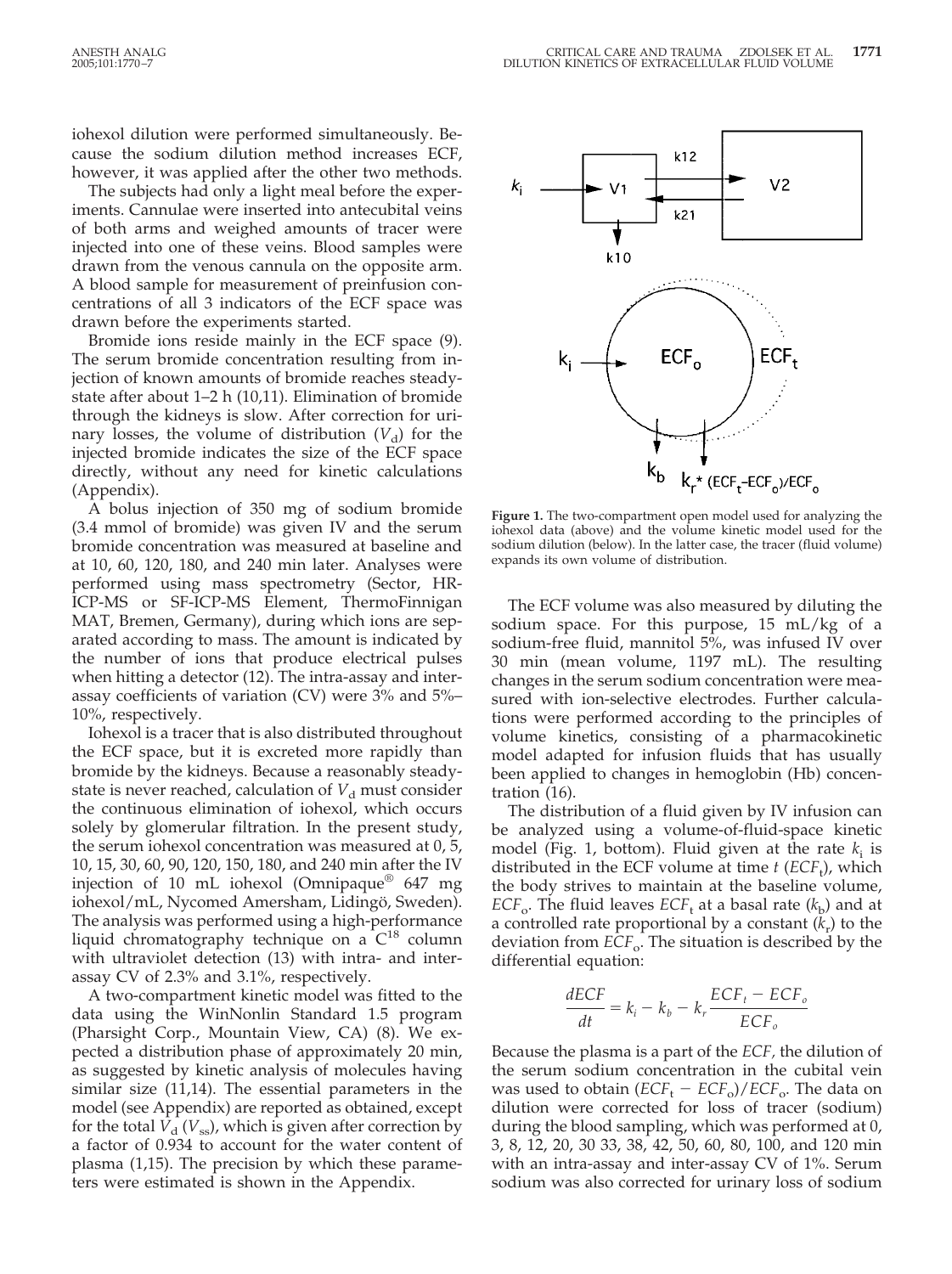iohexol dilution were performed simultaneously. Because the sodium dilution method increases ECF, however, it was applied after the other two methods.

The subjects had only a light meal before the experiments. Cannulae were inserted into antecubital veins of both arms and weighed amounts of tracer were injected into one of these veins. Blood samples were drawn from the venous cannula on the opposite arm. A blood sample for measurement of preinfusion concentrations of all 3 indicators of the ECF space was drawn before the experiments started.

Bromide ions reside mainly in the ECF space (9). The serum bromide concentration resulting from injection of known amounts of bromide reaches steady-state after about 1–2 h (10,11). Elimination of bromide through the kidneys is slow. After correction for urinary losses, the volume of distribution ($V_d$) for the injected bromide indicates the size of the ECF space directly, without any need for kinetic calculations (Appendix).

A bolus injection of 350 mg of sodium bromide (3.4 mmol of bromide) was given IV and the serum bromide concentration was measured at baseline and at 10, 60, 120, 180, and 240 min later. Analyses were performed using mass spectrometry (Sector, HR-ICP-MS or SF-ICP-MS Element, ThermoFinnigan MAT, Bremen, Germany), during which ions are separated according to mass. The amount is indicated by the number of ions that produce electrical pulses when hitting a detector (12). The intra-assay and inter-assay coefficients of variation (CV) were 3% and 5%–10%, respectively.

Iohexol is a tracer that is also distributed throughout the ECF space, but it is excreted more rapidly than bromide by the kidneys. Because a reasonably steady-state is never reached, calculation of $V_d$ must consider the continuous elimination of iohexol, which occurs solely by glomerular filtration. In the present study, the serum iohexol concentration was measured at 0, 5, 10, 15, 30, 60, 90, 120, 150, 180, and 240 min after the IV injection of 10 mL iohexol (Omnipaque® 647 mg iohexol/mL, Nycomed Amersham, Lidingö, Sweden). The analysis was performed using a high-performance liquid chromatography technique on a $C^{18}$ column with ultraviolet detection (13) with intra- and inter-assay CV of 2.3% and 3.1%, respectively.

A two-compartment kinetic model was fitted to the data using the WinNonlin Standard 1.5 program (Pharsight Corp., Mountain View, CA) (8). We expected a distribution phase of approximately 20 min, as suggested by kinetic analysis of molecules having similar size (11,14). The essential parameters in the model (see Appendix) are reported as obtained, except for the total $V_d$ ($V_{ss}$), which is given after correction by a factor of 0.934 to account for the water content of plasma (1,15). The precision by which these parameters were estimated is shown in the Appendix.

**Figure 1.** The two-compartment open model used for analyzing the iohexol data (above) and the volume kinetic model used for the sodium dilution (below). In the latter case, the tracer (fluid volume) expands its own volume of distribution.

The ECF volume was also measured by diluting the sodium space. For this purpose, 15 mL/kg of a sodium-free fluid, mannitol 5%, was infused IV over 30 min (mean volume, 1197 mL). The resulting changes in the serum sodium concentration were measured with ion-selective electrodes. Further calculations were performed according to the principles of volume kinetics, consisting of a pharmacokinetic model adapted for infusion fluids that has usually been applied to changes in hemoglobin (Hb) concentration (16).

The distribution of a fluid given by IV infusion can be analyzed using a volume-of-fluid-space kinetic model (Fig. 1, bottom). Fluid given at the rate $k_i$ is distributed in the ECF volume at time $t$ ($ECF_t$), which the body strives to maintain at the baseline volume, $ECF_o$. The fluid leaves $ECF_t$ at a basal rate ($k_b$) and at a controlled rate proportional by a constant ($k_r$) to the deviation from $ECF_o$. The situation is described by the differential equation:

$$\frac{dECF}{dt} = k_i - k_b - k_r \frac{ECF_t - ECF_o}{ECF_o}$$

Because the plasma is a part of the *ECF*, the dilution of the serum sodium concentration in the cubital vein was used to obtain $(ECF_t - ECF_o)/ECF_o$. The data on dilution were corrected for loss of tracer (sodium) during the blood sampling, which was performed at 0, 3, 8, 12, 20, 30 33, 38, 42, 50, 60, 80, 100, and 120 min with an intra-assay and inter-assay CV of 1%. Serum sodium was also corrected for urinary loss of sodium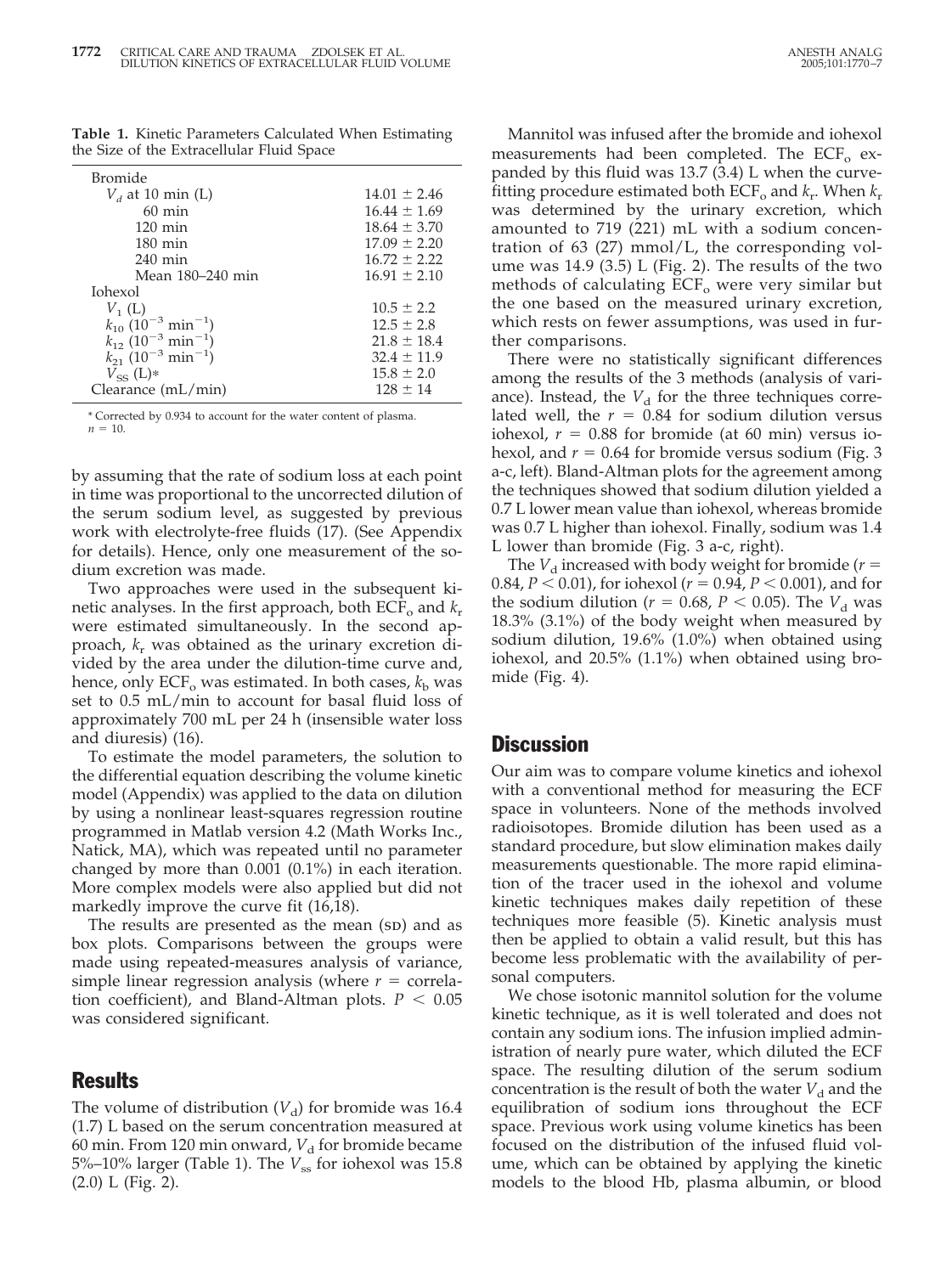**Table 1.** Kinetic Parameters Calculated When Estimating the Size of the Extracellular Fluid Space

| | |
|---|---|
| Bromide | |
| $V_d$ at 10 min (L) | 14.01 ± 2.46 |
| 60 min | 16.44 ± 1.69 |
| 120 min | 18.64 ± 3.70 |
| 180 min | 17.09 ± 2.20 |
| 240 min | 16.72 ± 2.22 |
| Mean 180–240 min | 16.91 ± 2.10 |
| Iohexol | |
| $V_1$ (L) | 10.5 ± 2.2 |
| $k_{10}$ ($10^{-3}$ min$^{-1}$) | 12.5 ± 2.8 |
| $k_{12}$ ($10^{-3}$ min$^{-1}$) | 21.8 ± 18.4 |
| $k_{21}$ ($10^{-3}$ min$^{-1}$) | 32.4 ± 11.9 |
| $V_{SS}$ (L)* | 15.8 ± 2.0 |
| Clearance (mL/min) | 128 ± 14 |

\* Corrected by 0.934 to account for the water content of plasma.
$n = 10$.

by assuming that the rate of sodium loss at each point in time was proportional to the uncorrected dilution of the serum sodium level, as suggested by previous work with electrolyte-free fluids (17). (See Appendix for details). Hence, only one measurement of the sodium excretion was made.

Two approaches were used in the subsequent kinetic analyses. In the first approach, both $ECF_o$ and $k_r$ were estimated simultaneously. In the second approach, $k_r$ was obtained as the urinary excretion divided by the area under the dilution-time curve and, hence, only $ECF_o$ was estimated. In both cases, $k_b$ was set to 0.5 mL/min to account for basal fluid loss of approximately 700 mL per 24 h (insensible water loss and diuresis) (16).

To estimate the model parameters, the solution to the differential equation describing the volume kinetic model (Appendix) was applied to the data on dilution by using a nonlinear least-squares regression routine programmed in Matlab version 4.2 (Math Works Inc., Natick, MA), which was repeated until no parameter changed by more than 0.001 (0.1%) in each iteration. More complex models were also applied but did not markedly improve the curve fit (16,18).

The results are presented as the mean (SD) and as box plots. Comparisons between the groups were made using repeated-measures analysis of variance, simple linear regression analysis (where $r$ = correlation coefficient), and Bland-Altman plots. $P < 0.05$ was considered significant.

## Results

The volume of distribution ($V_d$) for bromide was 16.4 (1.7) L based on the serum concentration measured at 60 min. From 120 min onward, $V_d$ for bromide became 5%–10% larger (Table 1). The $V_{ss}$ for iohexol was 15.8 (2.0) L (Fig. 2).

Mannitol was infused after the bromide and iohexol measurements had been completed. The $ECF_o$ expanded by this fluid was 13.7 (3.4) L when the curve-fitting procedure estimated both $ECF_o$ and $k_r$. When $k_r$ was determined by the urinary excretion, which amounted to 719 (221) mL with a sodium concentration of 63 (27) mmol/L, the corresponding volume was 14.9 (3.5) L (Fig. 2). The results of the two methods of calculating $ECF_o$ were very similar but the one based on the measured urinary excretion, which rests on fewer assumptions, was used in further comparisons.

There were no statistically significant differences among the results of the 3 methods (analysis of variance). Instead, the $V_d$ for the three techniques correlated well, the $r = 0.84$ for sodium dilution versus iohexol, $r = 0.88$ for bromide (at 60 min) versus iohexol, and $r = 0.64$ for bromide versus sodium (Fig. 3 a-c, left). Bland-Altman plots for the agreement among the techniques showed that sodium dilution yielded a 0.7 L lower mean value than iohexol, whereas bromide was 0.7 L higher than iohexol. Finally, sodium was 1.4 L lower than bromide (Fig. 3 a-c, right).

The $V_d$ increased with body weight for bromide ($r = 0.84$, $P < 0.01$), for iohexol ($r = 0.94$, $P < 0.001$), and for the sodium dilution ($r = 0.68$, $P < 0.05$). The $V_d$ was 18.3% (3.1%) of the body weight when measured by sodium dilution, 19.6% (1.0%) when obtained using iohexol, and 20.5% (1.1%) when obtained using bromide (Fig. 4).

## Discussion

Our aim was to compare volume kinetics and iohexol with a conventional method for measuring the ECF space in volunteers. None of the methods involved radioisotopes. Bromide dilution has been used as a standard procedure, but slow elimination makes daily measurements questionable. The more rapid elimination of the tracer used in the iohexol and volume kinetic techniques makes daily repetition of these techniques more feasible (5). Kinetic analysis must then be applied to obtain a valid result, but this has become less problematic with the availability of personal computers.

We chose isotonic mannitol solution for the volume kinetic technique, as it is well tolerated and does not contain any sodium ions. The infusion implied administration of nearly pure water, which diluted the ECF space. The resulting dilution of the serum sodium concentration is the result of both the water $V_d$ and the equilibration of sodium ions throughout the ECF space. Previous work using volume kinetics has been focused on the distribution of the infused fluid volume, which can be obtained by applying the kinetic models to the blood Hb, plasma albumin, or blood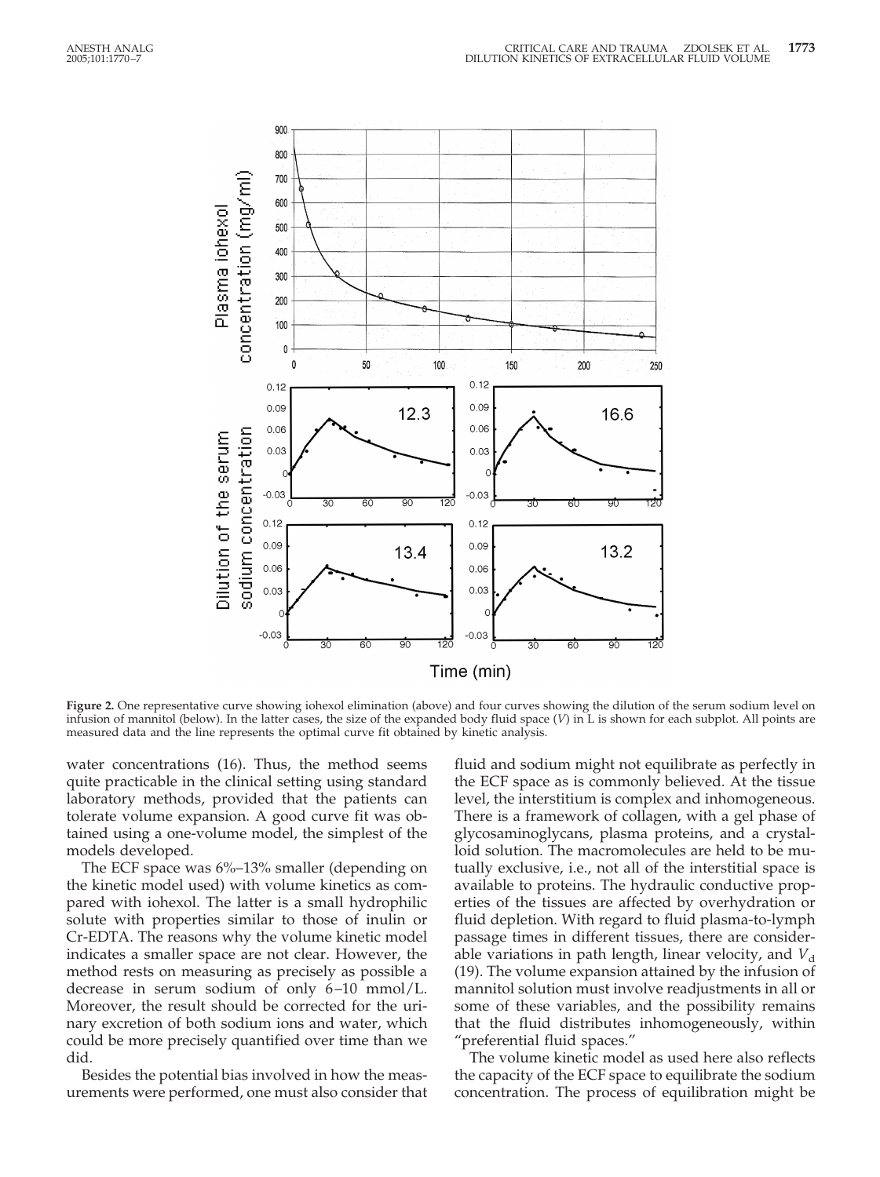Plasma iohexol concentration (mg/ml)

900
800
700
600
500
400
300
200
100
0

0 50 100 150 200 250

Dilution of the serum sodium concentration

12.3

16.6

13.4

13.2

0.12
0.09
0.06
0.03
0
-0.03

0 30 60 90 120

Time (min)

**Figure 2.** One representative curve showing iohexol elimination (above) and four curves showing the dilution of the serum sodium level on infusion of mannitol (below). In the latter cases, the size of the expanded body fluid space ($V$) in L is shown for each subplot. All points are measured data and the line represents the optimal curve fit obtained by kinetic analysis.

water concentrations (16). Thus, the method seems quite practicable in the clinical setting using standard laboratory methods, provided that the patients can tolerate volume expansion. A good curve fit was obtained using a one-volume model, the simplest of the models developed.

The ECF space was 6%–13% smaller (depending on the kinetic model used) with volume kinetics as compared with iohexol. The latter is a small hydrophilic solute with properties similar to those of inulin or Cr-EDTA. The reasons why the volume kinetic model indicates a smaller space are not clear. However, the method rests on measuring as precisely as possible a decrease in serum sodium of only 6–10 mmol/L. Moreover, the result should be corrected for the urinary excretion of both sodium ions and water, which could be more precisely quantified over time than we did.

Besides the potential bias involved in how the measurements were performed, one must also consider that fluid and sodium might not equilibrate as perfectly in the ECF space as is commonly believed. At the tissue level, the interstitium is complex and inhomogeneous. There is a framework of collagen, with a gel phase of glycosaminoglycans, plasma proteins, and a crystalloid solution. The macromolecules are held to be mutually exclusive, i.e., not all of the interstitial space is available to proteins. The hydraulic conductive properties of the tissues are affected by overhydration or fluid depletion. With regard to fluid plasma-to-lymph passage times in different tissues, there are considerable variations in path length, linear velocity, and $V_d$ (19). The volume expansion attained by the infusion of mannitol solution must involve readjustments in all or some of these variables, and the possibility remains that the fluid distributes inhomogeneously, within "preferential fluid spaces."

The volume kinetic model as used here also reflects the capacity of the ECF space to equilibrate the sodium concentration. The process of equilibration might be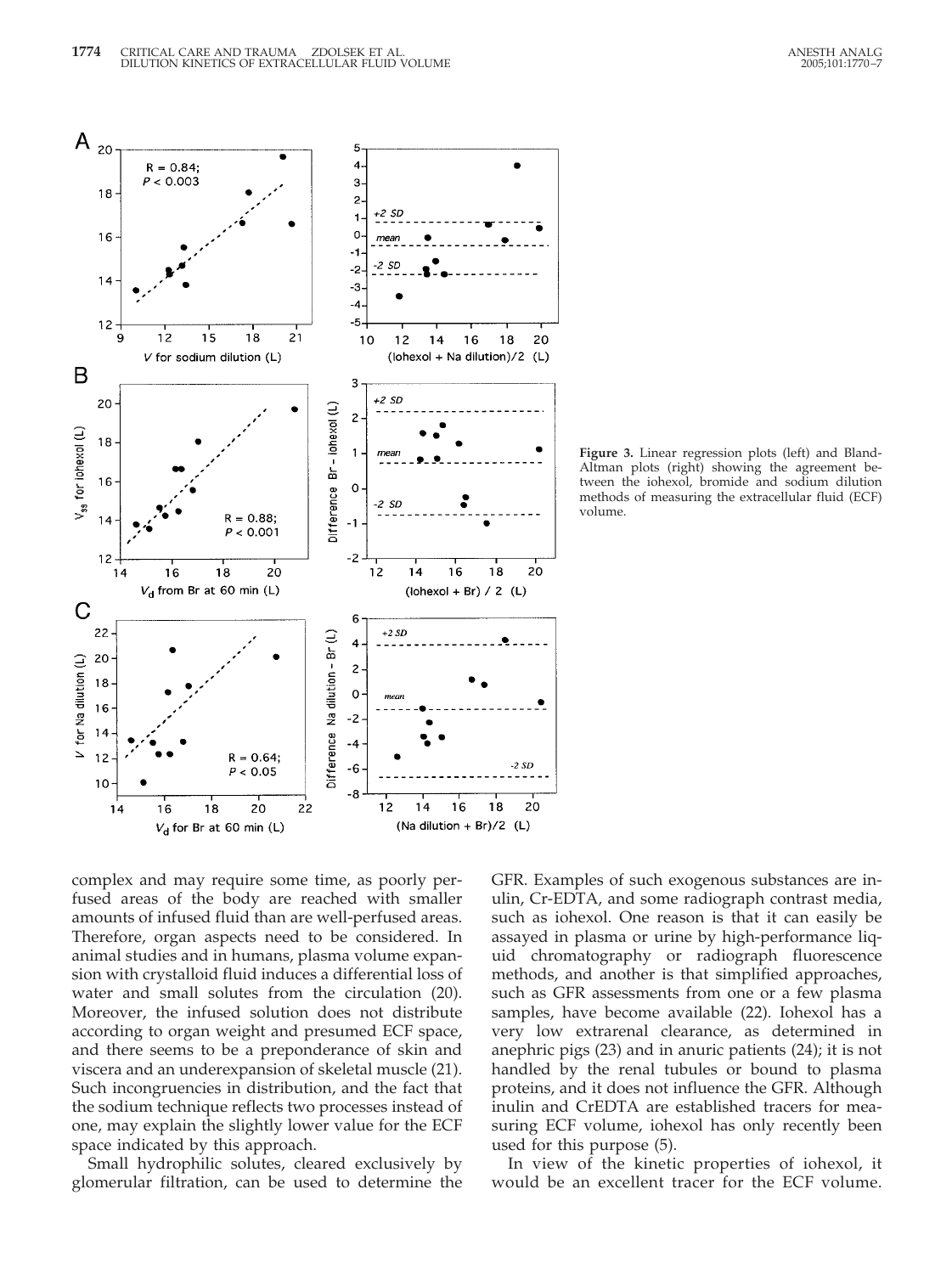**Figure 3.** Linear regression plots (left) and Bland-Altman plots (right) showing the agreement between the iohexol, bromide and sodium dilution methods of measuring the extracellular fluid (ECF) volume.

complex and may require some time, as poorly perfused areas of the body are reached with smaller amounts of infused fluid than are well-perfused areas. Therefore, organ aspects need to be considered. In animal studies and in humans, plasma volume expansion with crystalloid fluid induces a differential loss of water and small solutes from the circulation (20). Moreover, the infused solution does not distribute according to organ weight and presumed ECF space, and there seems to be a preponderance of skin and viscera and an underexpansion of skeletal muscle (21). Such incongruencies in distribution, and the fact that the sodium technique reflects two processes instead of one, may explain the slightly lower value for the ECF space indicated by this approach.

Small hydrophilic solutes, cleared exclusively by glomerular filtration, can be used to determine the GFR. Examples of such exogenous substances are inulin, Cr-EDTA, and some radiograph contrast media, such as iohexol. One reason is that it can easily be assayed in plasma or urine by high-performance liquid chromatography or radiograph fluorescence methods, and another is that simplified approaches, such as GFR assessments from one or a few plasma samples, have become available (22). Iohexol has a very low extrarenal clearance, as determined in anephric pigs (23) and in anuric patients (24); it is not handled by the renal tubules or bound to plasma proteins, and it does not influence the GFR. Although inulin and CrEDTA are established tracers for measuring ECF volume, iohexol has only recently been used for this purpose (5).

In view of the kinetic properties of iohexol, it would be an excellent tracer for the ECF volume.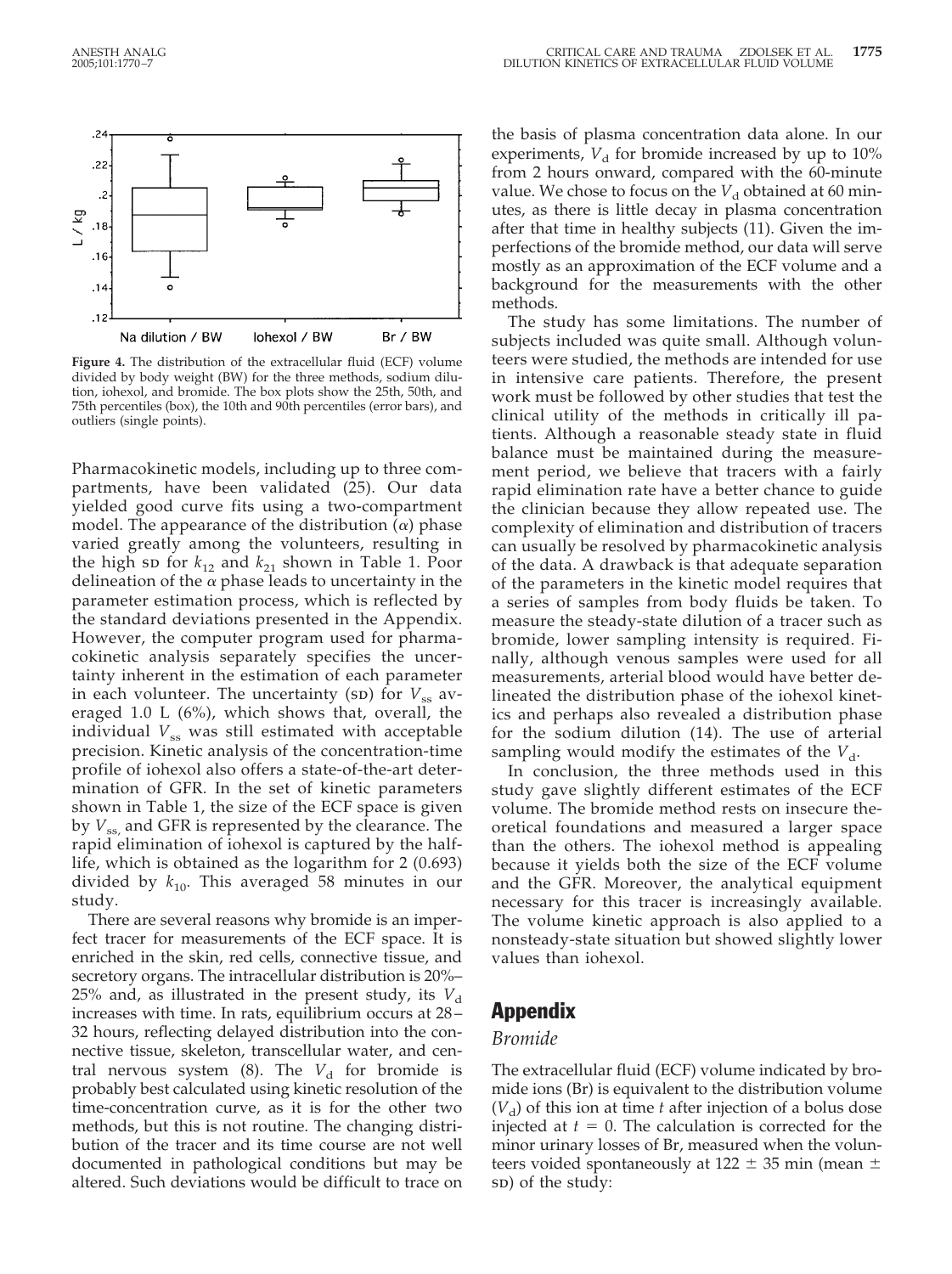**Figure 4.** The distribution of the extracellular fluid (ECF) volume divided by body weight (BW) for the three methods, sodium dilution, iohexol, and bromide. The box plots show the 25th, 50th, and 75th percentiles (box), the 10th and 90th percentiles (error bars), and outliers (single points).

Pharmacokinetic models, including up to three compartments, have been validated (25). Our data yielded good curve fits using a two-compartment model. The appearance of the distribution ($\alpha$) phase varied greatly among the volunteers, resulting in the high SD for $k_{12}$ and $k_{21}$ shown in Table 1. Poor delineation of the $\alpha$ phase leads to uncertainty in the parameter estimation process, which is reflected by the standard deviations presented in the Appendix. However, the computer program used for pharmacokinetic analysis separately specifies the uncertainty inherent in the estimation of each parameter in each volunteer. The uncertainty (SD) for $V_{ss}$ averaged 1.0 L (6%), which shows that, overall, the individual $V_{ss}$ was still estimated with acceptable precision. Kinetic analysis of the concentration-time profile of iohexol also offers a state-of-the-art determination of GFR. In the set of kinetic parameters shown in Table 1, the size of the ECF space is given by $V_{ss,}$ and GFR is represented by the clearance. The rapid elimination of iohexol is captured by the half-life, which is obtained as the logarithm for 2 (0.693) divided by $k_{10}$. This averaged 58 minutes in our study.

There are several reasons why bromide is an imperfect tracer for measurements of the ECF space. It is enriched in the skin, red cells, connective tissue, and secretory organs. The intracellular distribution is 20%–25% and, as illustrated in the present study, its $V_d$ increases with time. In rats, equilibrium occurs at 28–32 hours, reflecting delayed distribution into the connective tissue, skeleton, transcellular water, and central nervous system (8). The $V_d$ for bromide is probably best calculated using kinetic resolution of the time-concentration curve, as it is for the other two methods, but this is not routine. The changing distribution of the tracer and its time course are not well documented in pathological conditions but may be altered. Such deviations would be difficult to trace on the basis of plasma concentration data alone. In our experiments, $V_d$ for bromide increased by up to 10% from 2 hours onward, compared with the 60-minute value. We chose to focus on the $V_d$ obtained at 60 minutes, as there is little decay in plasma concentration after that time in healthy subjects (11). Given the imperfections of the bromide method, our data will serve mostly as an approximation of the ECF volume and a background for the measurements with the other methods.

The study has some limitations. The number of subjects included was quite small. Although volunteers were studied, the methods are intended for use in intensive care patients. Therefore, the present work must be followed by other studies that test the clinical utility of the methods in critically ill patients. Although a reasonable steady state in fluid balance must be maintained during the measurement period, we believe that tracers with a fairly rapid elimination rate have a better chance to guide the clinician because they allow repeated use. The complexity of elimination and distribution of tracers can usually be resolved by pharmacokinetic analysis of the data. A drawback is that adequate separation of the parameters in the kinetic model requires that a series of samples from body fluids be taken. To measure the steady-state dilution of a tracer such as bromide, lower sampling intensity is required. Finally, although venous samples were used for all measurements, arterial blood would have better delineated the distribution phase of the iohexol kinetics and perhaps also revealed a distribution phase for the sodium dilution (14). The use of arterial sampling would modify the estimates of the $V_d$.

In conclusion, the three methods used in this study gave slightly different estimates of the ECF volume. The bromide method rests on insecure theoretical foundations and measured a larger space than the others. The iohexol method is appealing because it yields both the size of the ECF volume and the GFR. Moreover, the analytical equipment necessary for this tracer is increasingly available. The volume kinetic approach is also applied to a nonsteady-state situation but showed slightly lower values than iohexol.

## Appendix

### *Bromide*

The extracellular fluid (ECF) volume indicated by bromide ions (Br) is equivalent to the distribution volume ($V_d$) of this ion at time $t$ after injection of a bolus dose injected at $t = 0$. The calculation is corrected for the minor urinary losses of Br, measured when the volunteers voided spontaneously at 122 ± 35 min (mean ± SD) of the study: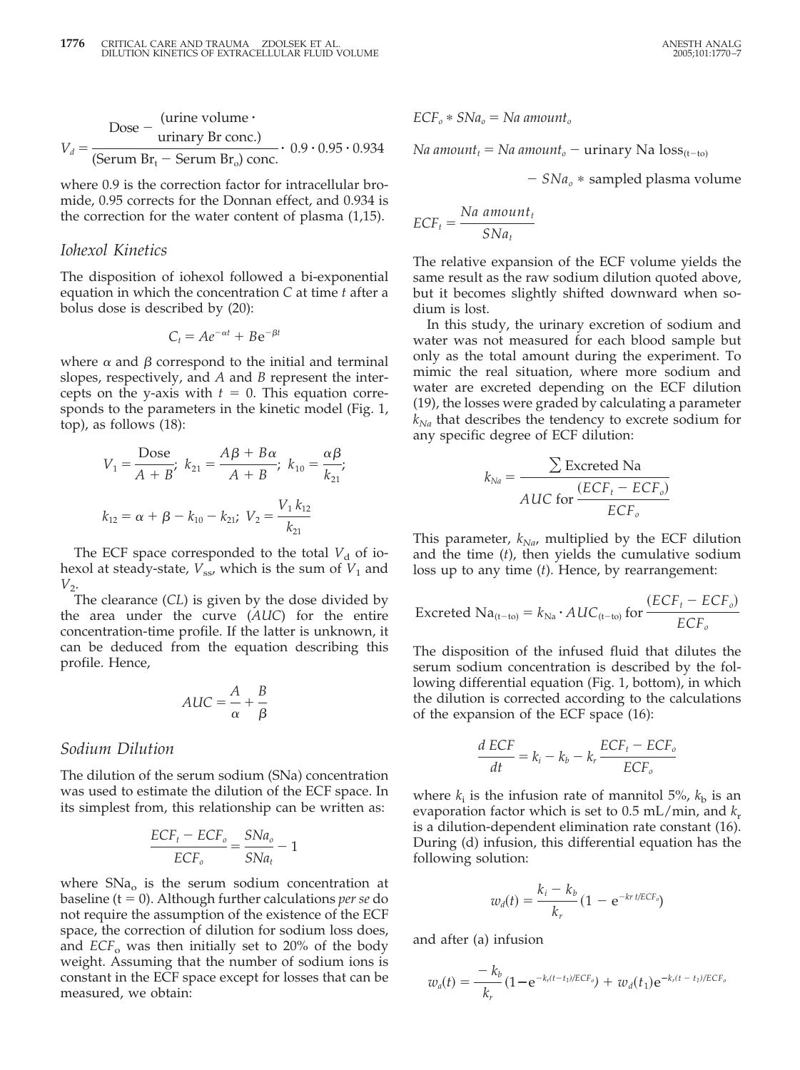$$V_d = \frac{\text{Dose} - \frac{(\text{urine volume} \cdot}{\text{urinary Br conc.})}}{(\text{Serum Br}_t - \text{Serum Br}_o)\text{ conc.}} \cdot 0.9 \cdot 0.95 \cdot 0.934$$

where 0.9 is the correction factor for intracellular bromide, 0.95 corrects for the Donnan effect, and 0.934 is the correction for the water content of plasma (1,15).

## Iohexol Kinetics

The disposition of iohexol followed a bi-exponential equation in which the concentration $C$ at time $t$ after a bolus dose is described by (20):

$$C_t = Ae^{-\alpha t} + Be^{-\beta t}$$

where $\alpha$ and $\beta$ correspond to the initial and terminal slopes, respectively, and $A$ and $B$ represent the intercepts on the y-axis with $t = 0$. This equation corresponds to the parameters in the kinetic model (Fig. 1, top), as follows (18):

$$V_1 = \frac{\text{Dose}}{A + B};\ k_{21} = \frac{A\beta + B\alpha}{A + B};\ k_{10} = \frac{\alpha\beta}{k_{21}};$$

$$k_{12} = \alpha + \beta - k_{10} - k_{21};\ V_2 = \frac{V_1\, k_{12}}{k_{21}}$$

The ECF space corresponded to the total $V_d$ of iohexol at steady-state, $V_{ss}$, which is the sum of $V_1$ and $V_2$.

The clearance ($CL$) is given by the dose divided by the area under the curve ($AUC$) for the entire concentration-time profile. If the latter is unknown, it can be deduced from the equation describing this profile. Hence,

$$AUC = \frac{A}{\alpha} + \frac{B}{\beta}$$

## Sodium Dilution

The dilution of the serum sodium (SNa) concentration was used to estimate the dilution of the ECF space. In its simplest from, this relationship can be written as:

$$\frac{ECF_t - ECF_o}{ECF_o} = \frac{SNa_o}{SNa_t} - 1$$

where $SNa_o$ is the serum sodium concentration at baseline (t = 0). Although further calculations *per se* do not require the assumption of the existence of the ECF space, the correction of dilution for sodium loss does, and $ECF_o$ was then initially set to 20% of the body weight. Assuming that the number of sodium ions is constant in the ECF space except for losses that can be measured, we obtain:

$$ECF_o * SNa_o = Na\ amount_o$$

$$Na\ amount_t = Na\ amount_o - \text{urinary Na loss}_{(t-to)} - SNa_o * \text{sampled plasma volume}$$

$$ECF_t = \frac{Na\ amount_t}{SNa_t}$$

The relative expansion of the ECF volume yields the same result as the raw sodium dilution quoted above, but it becomes slightly shifted downward when sodium is lost.

In this study, the urinary excretion of sodium and water was not measured for each blood sample but only as the total amount during the experiment. To mimic the real situation, where more sodium and water are excreted depending on the ECF dilution (19), the losses were graded by calculating a parameter $k_{Na}$ that describes the tendency to excrete sodium for any specific degree of ECF dilution:

$$k_{Na} = \frac{\sum \text{Excreted Na}}{AUC \text{ for } \dfrac{(ECF_t - ECF_o)}{ECF_o}}$$

This parameter, $k_{Na}$, multiplied by the ECF dilution and the time ($t$), then yields the cumulative sodium loss up to any time ($t$). Hence, by rearrangement:

$$\text{Excreted Na}_{(t-to)} = k_{Na} \cdot AUC_{(t-to)} \text{ for } \frac{(ECF_t - ECF_o)}{ECF_o}$$

The disposition of the infused fluid that dilutes the serum sodium concentration is described by the following differential equation (Fig. 1, bottom), in which the dilution is corrected according to the calculations of the expansion of the ECF space (16):

$$\frac{d\ ECF}{dt} = k_i - k_b - k_r \frac{ECF_t - ECF_o}{ECF_o}$$

where $k_i$ is the infusion rate of mannitol 5%, $k_b$ is an evaporation factor which is set to 0.5 mL/min, and $k_r$ is a dilution-dependent elimination rate constant (16). During (d) infusion, this differential equation has the following solution:

$$w_d(t) = \frac{k_i - k_b}{k_r}(1 - e^{-kr\, t/ECF_o})$$

and after (a) infusion

$$w_a(t) = \frac{-k_b}{k_r}(1 - e^{-k_r(t-t_1)/ECF_o}) + w_d(t_1)e^{-k_r(t-t_1)/ECF_o}$$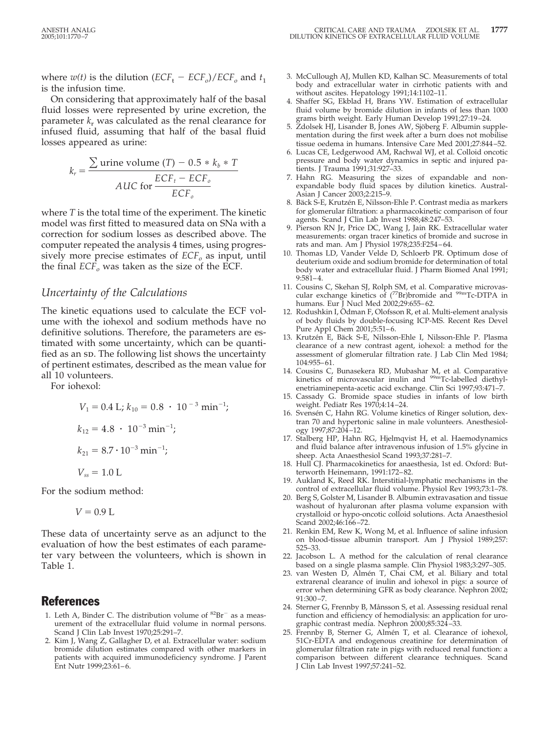where $w(t)$ is the dilution $(ECF_t - ECF_o)/ECF_o$ and $t_1$ is the infusion time.

On considering that approximately half of the basal fluid losses were represented by urine excretion, the parameter $k_r$ was calculated as the renal clearance for infused fluid, assuming that half of the basal fluid losses appeared as urine:

$$k_r = \frac{\sum \text{urine volume } (T) - 0.5 * k_b * T}{AUC \text{ for } \dfrac{ECF_t - ECF_o}{ECF_o}}$$

where $T$ is the total time of the experiment. The kinetic model was first fitted to measured data on SNa with a correction for sodium losses as described above. The computer repeated the analysis 4 times, using progressively more precise estimates of $ECF_o$ as input, until the final $ECF_o$ was taken as the size of the ECF.

## *Uncertainty of the Calculations*

The kinetic equations used to calculate the ECF volume with the iohexol and sodium methods have no definitive solutions. Therefore, the parameters are estimated with some uncertainty, which can be quantified as an SD. The following list shows the uncertainty of pertinent estimates, described as the mean value for all 10 volunteers.

For iohexol:

$$V_1 = 0.4 \text{ L}; k_{10} = 0.8 \cdot 10^{-3} \text{ min}^{-1};$$

$$k_{12} = 4.8 \cdot 10^{-3} \text{ min}^{-1};$$

$$k_{21} = 8.7 \cdot 10^{-3} \text{ min}^{-1};$$

$$V_{ss} = 1.0 \text{ L}$$

For the sodium method:

$$V = 0.9 \text{ L}$$

These data of uncertainty serve as an adjunct to the evaluation of how the best estimates of each parameter vary between the volunteers, which is shown in Table 1.

# References

1. Leth A, Binder C. The distribution volume of $^{82}Br^-$ as a measurement of the extracellular fluid volume in normal persons. Scand J Clin Lab Invest 1970;25:291–7.
2. Kim J, Wang Z, Gallagher D, et al. Extracellular water: sodium bromide dilution estimates compared with other markers in patients with acquired immunodeficiency syndrome. J Parent Ent Nutr 1999;23:61–6.
3. McCullough AJ, Mullen KD, Kalhan SC. Measurements of total body and extracellular water in cirrhotic patients with and without ascites. Hepatology 1991;14:1102–11.
4. Shaffer SG, Ekblad H, Brans YW. Estimation of extracellular fluid volume by bromide dilution in infants of less than 1000 grams birth weight. Early Human Develop 1991;27:19–24.
5. Zdolsek HJ, Lisander B, Jones AW, Sjöberg F. Albumin supplementation during the first week after a burn does not mobilise tissue oedema in humans. Intensive Care Med 2001;27:844–52.
6. Lucas CE, Ledgerwood AM, Rachwal WJ, et al. Colloid oncotic pressure and body water dynamics in septic and injured patients. J Trauma 1991;31:927–33.
7. Hahn RG. Measuring the sizes of expandable and nonexpandable body fluid spaces by dilution kinetics. Austral-Asian J Cancer 2003;2:215–9.
8. Bäck S-E, Krutzén E, Nilsson-Ehle P. Contrast media as markers for glomerular filtration: a pharmacokinetic comparison of four agents. Scand J Clin Lab Invest 1988;48:247–53.
9. Pierson RN Jr, Price DC, Wang J, Jain RK. Extracellular water measurements: organ tracer kinetics of bromide and sucrose in rats and man. Am J Physiol 1978;235:F254–64.
10. Thomas LD, Vander Velde D, Schloerb PR. Optimum dose of deuterium oxide and sodium bromide for determination of total body water and extracellular fluid. J Pharm Biomed Anal 1991; 9:581–4.
11. Cousins C, Skehan SJ, Rolph SM, et al. Comparative microvascular exchange kinetics of ($^{77}$Br)bromide and $^{99m}$Tc-DTPA in humans. Eur J Nucl Med 2002;29:655–62.
12. Rodushkin I, Ödman F, Olofsson R, et al. Multi-element analysis of body fluids by double-focusing ICP-MS. Recent Res Devel Pure Appl Chem 2001;5:51–6.
13. Krutzén E, Bäck S-E, Nilsson-Ehle I, Nilsson-Ehle P. Plasma clearance of a new contrast agent, iohexol: a method for the assessment of glomerular filtration rate. J Lab Clin Med 1984; 104:955–61.
14. Cousins C, Bunasekera RD, Mubashar M, et al. Comparative kinetics of microvascular inulin and $^{99m}$Tc-labelled diethylenetriaminepenta-acetic acid exchange. Clin Sci 1997;93:471–7.
15. Cassady G. Bromide space studies in infants of low birth weight. Pediatr Res 1970;4:14–24.
16. Svensén C, Hahn RG. Volume kinetics of Ringer solution, dextran 70 and hypertonic saline in male volunteers. Anesthesiology 1997;87:204–12.
17. Stalberg HP, Hahn RG, Hjelmqvist H, et al. Haemodynamics and fluid balance after intravenous infusion of 1.5% glycine in sheep. Acta Anaesthesiol Scand 1993;37:281–7.
18. Hull CJ. Pharmacokinetics for anaesthesia, 1st ed. Oxford: Butterworth Heinemann, 1991:172–82.
19. Aukland K, Reed RK. Interstitial-lymphatic mechanisms in the control of extracellular fluid volume. Physiol Rev 1993;73:1–78.
20. Berg S, Golster M, Lisander B. Albumin extravasation and tissue washout of hyaluronan after plasma volume expansion with crystalloid or hypo-oncotic colloid solutions. Acta Anaesthesiol Scand 2002;46:166–72.
21. Renkin EM, Rew K, Wong M, et al. Influence of saline infusion on blood-tissue albumin transport. Am J Physiol 1989;257: 525–33.
22. Jacobson L. A method for the calculation of renal clearance based on a single plasma sample. Clin Physiol 1983;3:297–305.
23. van Westen D, Almén T, Chai CM, et al. Biliary and total extrarenal clearance of inulin and iohexol in pigs: a source of error when determining GFR as body clearance. Nephron 2002; 91:300–7.
24. Sterner G, Frennby B, Månsson S, et al. Assessing residual renal function and efficiency of hemodialysis: an application for urographic contrast media. Nephron 2000;85:324–33.
25. Frennby B, Sterner G, Almén T, et al. Clearance of iohexol, 51Cr-EDTA and endogenous creatinine for determination of glomerular filtration rate in pigs with reduced renal function: a comparison between different clearance techniques. Scand J Clin Lab Invest 1997;57:241–52.